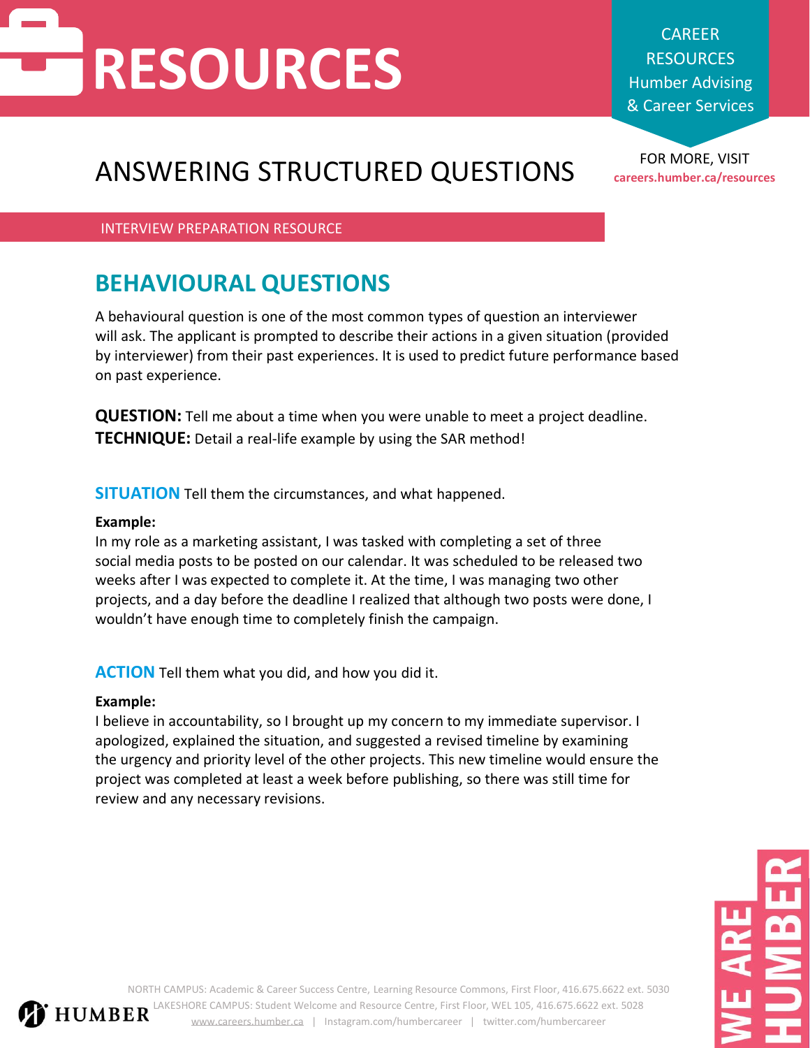# RESOURCES

CAREER RESOURCES
Humber Advising & Career Services

FOR MORE, VISIT
**careers.humber.ca/resources**

# ANSWERING STRUCTURED QUESTIONS

INTERVIEW PREPARATION RESOURCE

## BEHAVIOURAL QUESTIONS

A behavioural question is one of the most common types of question an interviewer will ask. The applicant is prompted to describe their actions in a given situation (provided by interviewer) from their past experiences. It is used to predict future performance based on past experience.

**QUESTION:** Tell me about a time when you were unable to meet a project deadline.
**TECHNIQUE:** Detail a real-life example by using the SAR method!

**SITUATION** Tell them the circumstances, and what happened.

**Example:**
In my role as a marketing assistant, I was tasked with completing a set of three social media posts to be posted on our calendar. It was scheduled to be released two weeks after I was expected to complete it. At the time, I was managing two other projects, and a day before the deadline I realized that although two posts were done, I wouldn't have enough time to completely finish the campaign.

**ACTION** Tell them what you did, and how you did it.

**Example:**
I believe in accountability, so I brought up my concern to my immediate supervisor. I apologized, explained the situation, and suggested a revised timeline by examining the urgency and priority level of the other projects. This new timeline would ensure the project was completed at least a week before publishing, so there was still time for review and any necessary revisions.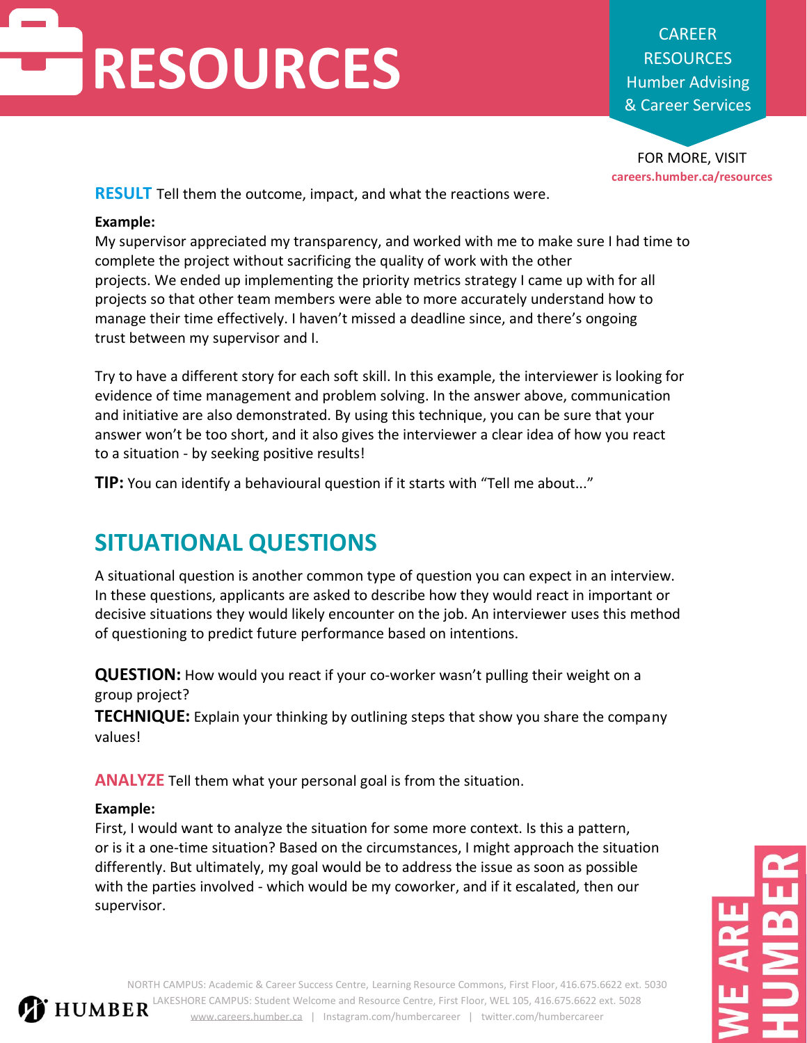**RESULT** Tell them the outcome, impact, and what the reactions were.

**Example:**
My supervisor appreciated my transparency, and worked with me to make sure I had time to complete the project without sacrificing the quality of work with the other projects. We ended up implementing the priority metrics strategy I came up with for all projects so that other team members were able to more accurately understand how to manage their time effectively. I haven't missed a deadline since, and there's ongoing trust between my supervisor and I.

Try to have a different story for each soft skill. In this example, the interviewer is looking for evidence of time management and problem solving. In the answer above, communication and initiative are also demonstrated. By using this technique, you can be sure that your answer won't be too short, and it also gives the interviewer a clear idea of how you react to a situation - by seeking positive results!

**TIP:** You can identify a behavioural question if it starts with "Tell me about..."

## SITUATIONAL QUESTIONS

A situational question is another common type of question you can expect in an interview. In these questions, applicants are asked to describe how they would react in important or decisive situations they would likely encounter on the job. An interviewer uses this method of questioning to predict future performance based on intentions.

**QUESTION:** How would you react if your co-worker wasn't pulling their weight on a group project?
**TECHNIQUE:** Explain your thinking by outlining steps that show you share the company values!

**ANALYZE** Tell them what your personal goal is from the situation.

**Example:**
First, I would want to analyze the situation for some more context. Is this a pattern, or is it a one-time situation? Based on the circumstances, I might approach the situation differently. But ultimately, my goal would be to address the issue as soon as possible with the parties involved - which would be my coworker, and if it escalated, then our supervisor.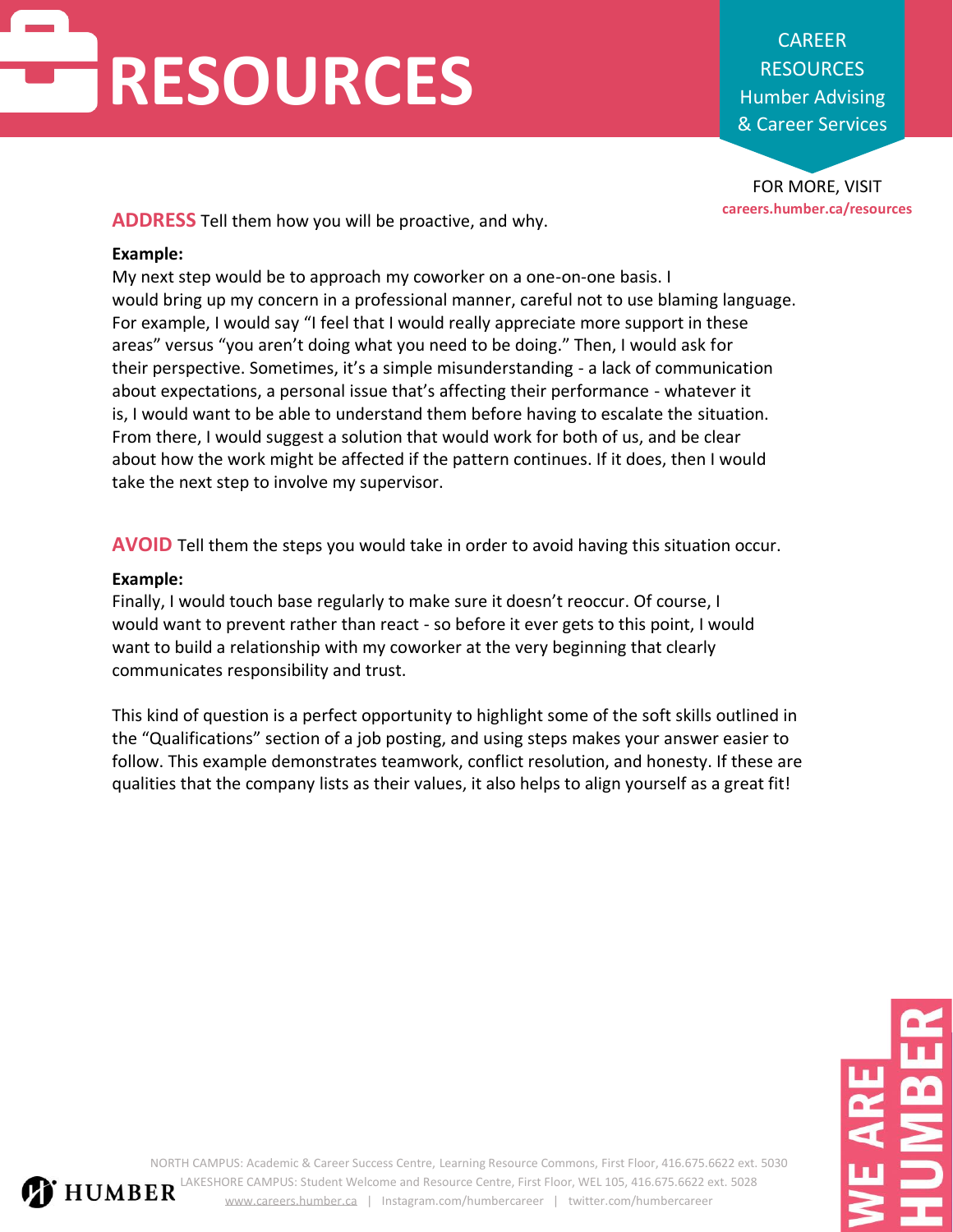**ADDRESS** Tell them how you will be proactive, and why.

**Example:**
My next step would be to approach my coworker on a one-on-one basis. I would bring up my concern in a professional manner, careful not to use blaming language. For example, I would say "I feel that I would really appreciate more support in these areas" versus "you aren't doing what you need to be doing." Then, I would ask for their perspective. Sometimes, it's a simple misunderstanding - a lack of communication about expectations, a personal issue that's affecting their performance - whatever it is, I would want to be able to understand them before having to escalate the situation. From there, I would suggest a solution that would work for both of us, and be clear about how the work might be affected if the pattern continues. If it does, then I would take the next step to involve my supervisor.

**AVOID** Tell them the steps you would take in order to avoid having this situation occur.

**Example:**
Finally, I would touch base regularly to make sure it doesn't reoccur. Of course, I would want to prevent rather than react - so before it ever gets to this point, I would want to build a relationship with my coworker at the very beginning that clearly communicates responsibility and trust.

This kind of question is a perfect opportunity to highlight some of the soft skills outlined in the "Qualifications" section of a job posting, and using steps makes your answer easier to follow. This example demonstrates teamwork, conflict resolution, and honesty. If these are qualities that the company lists as their values, it also helps to align yourself as a great fit!